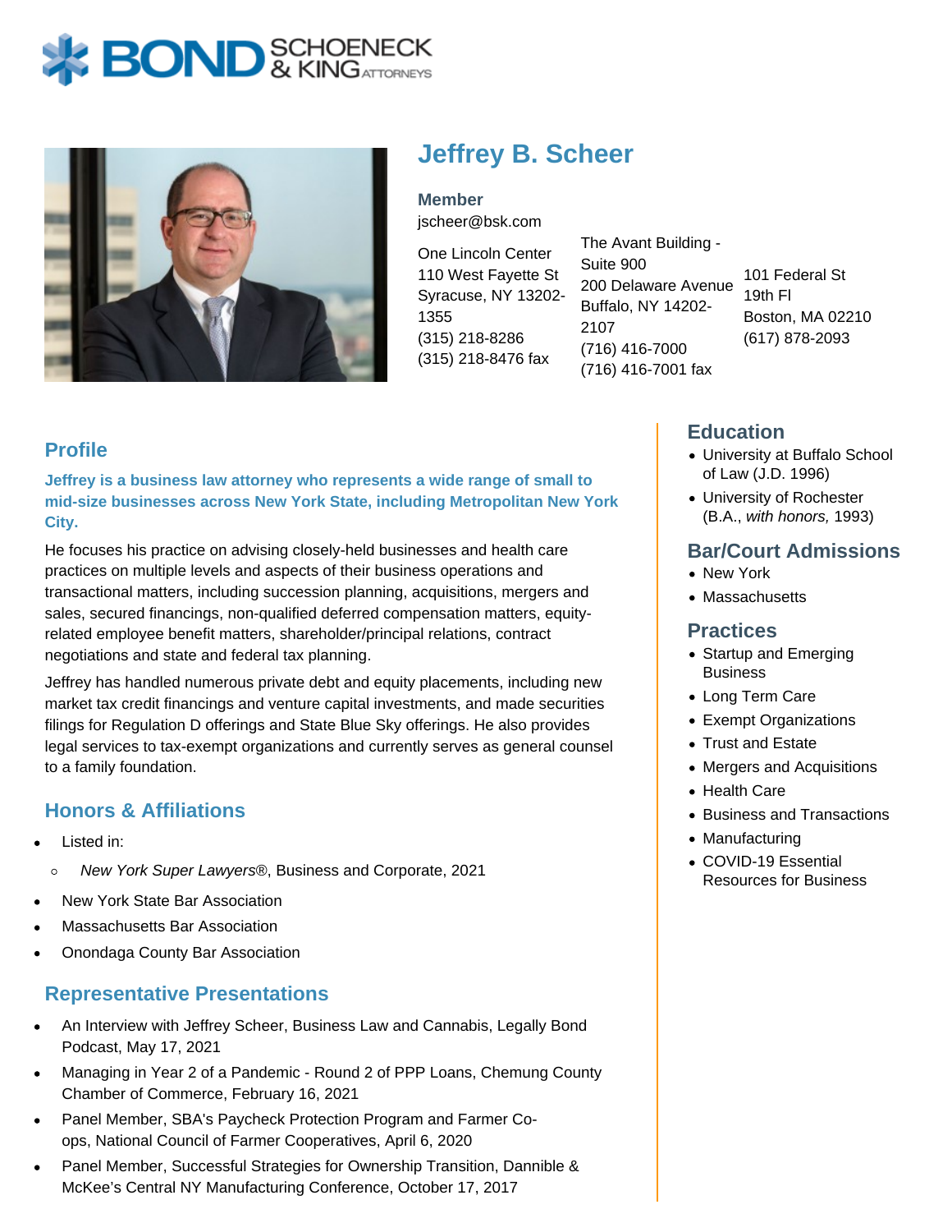# Jeffrey B. Scheer

**Member**
jscheer@bsk.com

One Lincoln Center
110 West Fayette St
Syracuse, NY 13202-1355
(315) 218-8286
(315) 218-8476 fax

The Avant Building - Suite 900
200 Delaware Avenue
Buffalo, NY 14202-2107
(716) 416-7000
(716) 416-7001 fax

101 Federal St
19th Fl
Boston, MA 02210
(617) 878-2093

## Profile

**Jeffrey is a business law attorney who represents a wide range of small to mid-size businesses across New York State, including Metropolitan New York City.**

He focuses his practice on advising closely-held businesses and health care practices on multiple levels and aspects of their business operations and transactional matters, including succession planning, acquisitions, mergers and sales, secured financings, non-qualified deferred compensation matters, equity-related employee benefit matters, shareholder/principal relations, contract negotiations and state and federal tax planning.

Jeffrey has handled numerous private debt and equity placements, including new market tax credit financings and venture capital investments, and made securities filings for Regulation D offerings and State Blue Sky offerings. He also provides legal services to tax-exempt organizations and currently serves as general counsel to a family foundation.

## Honors & Affiliations

- Listed in:
  - *New York Super Lawyers®*, Business and Corporate, 2021
- New York State Bar Association
- Massachusetts Bar Association
- Onondaga County Bar Association

## Representative Presentations

- An Interview with Jeffrey Scheer, Business Law and Cannabis, Legally Bond Podcast, May 17, 2021
- Managing in Year 2 of a Pandemic - Round 2 of PPP Loans, Chemung County Chamber of Commerce, February 16, 2021
- Panel Member, SBA's Paycheck Protection Program and Farmer Co-ops, National Council of Farmer Cooperatives, April 6, 2020
- Panel Member, Successful Strategies for Ownership Transition, Dannible & McKee's Central NY Manufacturing Conference, October 17, 2017

## Education

- University at Buffalo School of Law (J.D. 1996)
- University of Rochester (B.A., *with honors,* 1993)

## Bar/Court Admissions

- New York
- Massachusetts

## Practices

- Startup and Emerging Business
- Long Term Care
- Exempt Organizations
- Trust and Estate
- Mergers and Acquisitions
- Health Care
- Business and Transactions
- Manufacturing
- COVID-19 Essential Resources for Business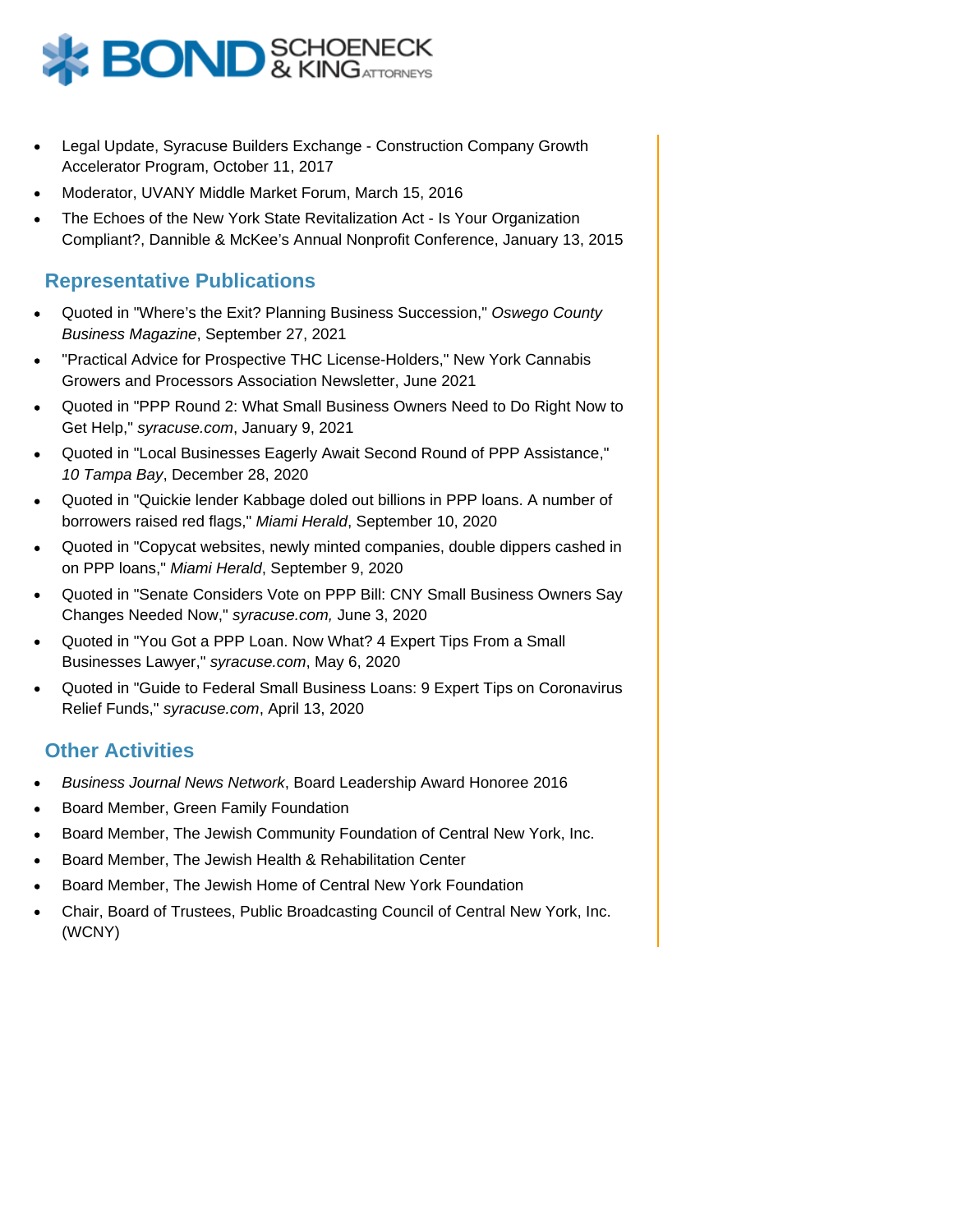- Legal Update, Syracuse Builders Exchange - Construction Company Growth Accelerator Program, October 11, 2017
- Moderator, UVANY Middle Market Forum, March 15, 2016
- The Echoes of the New York State Revitalization Act - Is Your Organization Compliant?, Dannible & McKee's Annual Nonprofit Conference, January 13, 2015

## Representative Publications

- Quoted in "Where's the Exit? Planning Business Succession," *Oswego County Business Magazine*, September 27, 2021
- "Practical Advice for Prospective THC License-Holders," New York Cannabis Growers and Processors Association Newsletter, June 2021
- Quoted in "PPP Round 2: What Small Business Owners Need to Do Right Now to Get Help," *syracuse.com*, January 9, 2021
- Quoted in "Local Businesses Eagerly Await Second Round of PPP Assistance," *10 Tampa Bay*, December 28, 2020
- Quoted in "Quickie lender Kabbage doled out billions in PPP loans. A number of borrowers raised red flags," *Miami Herald*, September 10, 2020
- Quoted in "Copycat websites, newly minted companies, double dippers cashed in on PPP loans," *Miami Herald*, September 9, 2020
- Quoted in "Senate Considers Vote on PPP Bill: CNY Small Business Owners Say Changes Needed Now," *syracuse.com,* June 3, 2020
- Quoted in "You Got a PPP Loan. Now What? 4 Expert Tips From a Small Businesses Lawyer," *syracuse.com*, May 6, 2020
- Quoted in "Guide to Federal Small Business Loans: 9 Expert Tips on Coronavirus Relief Funds," *syracuse.com*, April 13, 2020

## Other Activities

- *Business Journal News Network*, Board Leadership Award Honoree 2016
- Board Member, Green Family Foundation
- Board Member, The Jewish Community Foundation of Central New York, Inc.
- Board Member, The Jewish Health & Rehabilitation Center
- Board Member, The Jewish Home of Central New York Foundation
- Chair, Board of Trustees, Public Broadcasting Council of Central New York, Inc. (WCNY)